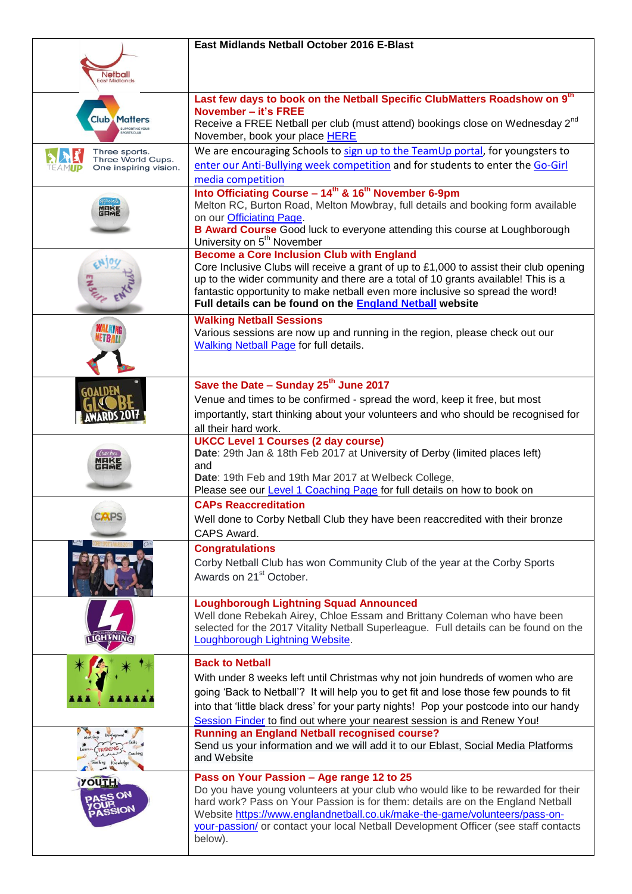# East Midlands Netball October 2016 E-Blast

**Last few days to book on the Netball Specific ClubMatters Roadshow on 9th November – it's FREE**

Receive a FREE Netball per club (must attend) bookings close on Wednesday 2nd November, book your place HERE

We are encouraging Schools to sign up to the TeamUp portal, for youngsters to enter our Anti-Bullying week competition and for students to enter the Go-Girl media competition

**Into Officiating Course – 14th & 16th November 6-9pm**

Melton RC, Burton Road, Melton Mowbray, full details and booking form available on our Officiating Page.

**B Award Course** Good luck to everyone attending this course at Loughborough University on 5th November

**Become a Core Inclusion Club with England**

Core Inclusive Clubs will receive a grant of up to £1,000 to assist their club opening up to the wider community and there are a total of 10 grants available! This is a fantastic opportunity to make netball even more inclusive so spread the word!

**Full details can be found on the England Netball website**

**Walking Netball Sessions**

Various sessions are now up and running in the region, please check out our Walking Netball Page for full details.

**Save the Date – Sunday 25th June 2017**

Venue and times to be confirmed - spread the word, keep it free, but most importantly, start thinking about your volunteers and who should be recognised for all their hard work.

**UKCC Level 1 Courses (2 day course)**

**Date**: 29th Jan & 18th Feb 2017 at University of Derby (limited places left)

and

**Date**: 19th Feb and 19th Mar 2017 at Welbeck College,

Please see our Level 1 Coaching Page for full details on how to book on

**CAPs Reaccreditation**

Well done to Corby Netball Club they have been reaccredited with their bronze CAPS Award.

**Congratulations**

Corby Netball Club has won Community Club of the year at the Corby Sports Awards on 21st October.

**Loughborough Lightning Squad Announced**

Well done Rebekah Airey, Chloe Essam and Brittany Coleman who have been selected for the 2017 Vitality Netball Superleague. Full details can be found on the Loughborough Lightning Website.

**Back to Netball**

With under 8 weeks left until Christmas why not join hundreds of women who are going 'Back to Netball'? It will help you to get fit and lose those few pounds to fit into that 'little black dress' for your party nights! Pop your postcode into our handy Session Finder to find out where your nearest session is and Renew You!

**Running an England Netball recognised course?**

Send us your information and we will add it to our Eblast, Social Media Platforms and Website

**Pass on Your Passion – Age range 12 to 25**

Do you have young volunteers at your club who would like to be rewarded for their hard work? Pass on Your Passion is for them: details are on the England Netball Website https://www.englandnetball.co.uk/make-the-game/volunteers/pass-on-your-passion/ or contact your local Netball Development Officer (see staff contacts below).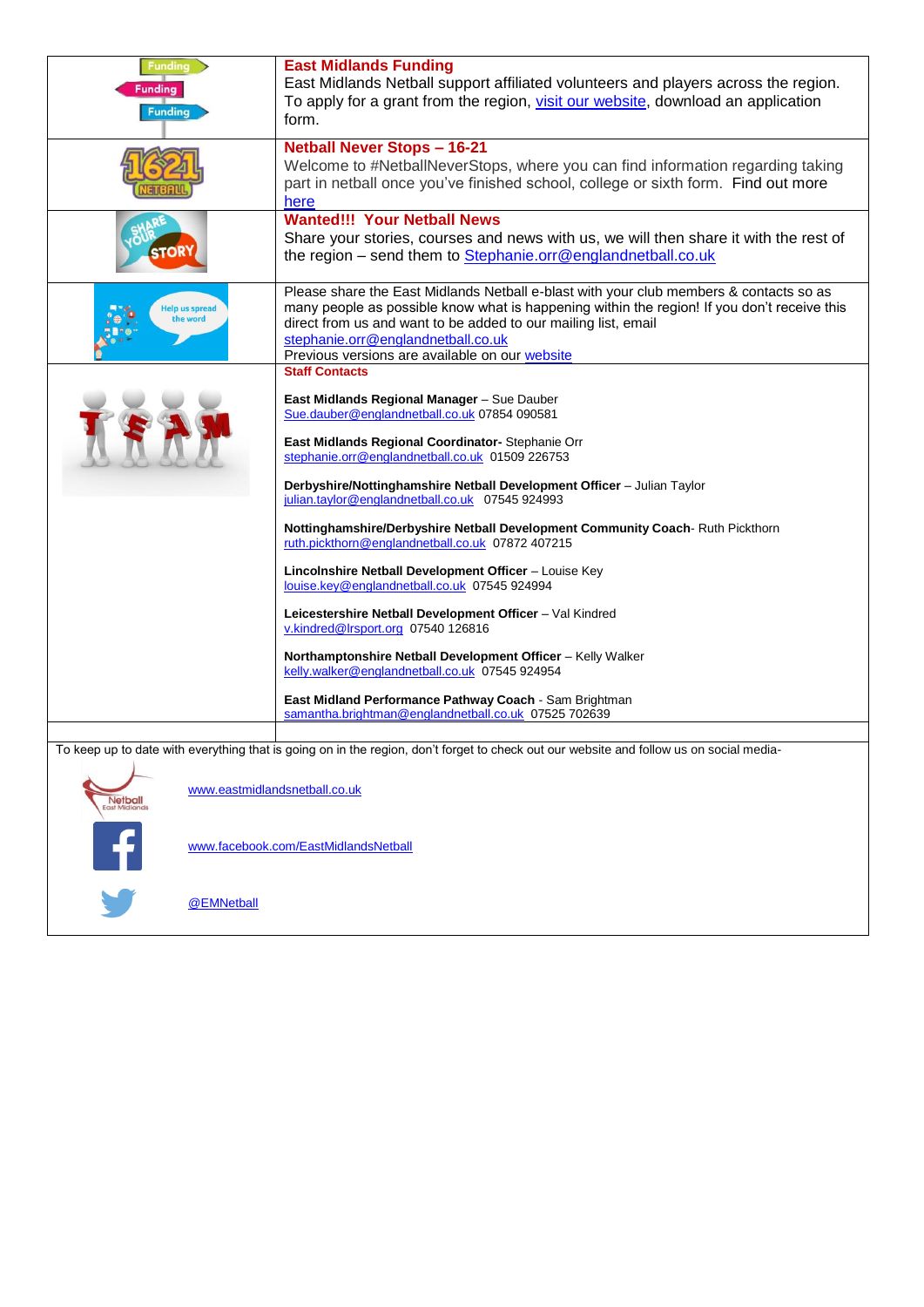## East Midlands Funding

East Midlands Netball support affiliated volunteers and players across the region. To apply for a grant from the region, visit our website, download an application form.

## Netball Never Stops – 16-21

Welcome to #NetballNeverStops, where you can find information regarding taking part in netball once you've finished school, college or sixth form. Find out more here

## Wanted!!! Your Netball News

Share your stories, courses and news with us, we will then share it with the rest of the region – send them to Stephanie.orr@englandnetball.co.uk

Please share the East Midlands Netball e-blast with your club members & contacts so as many people as possible know what is happening within the region! If you don't receive this direct from us and want to be added to our mailing list, email stephanie.orr@englandnetball.co.uk

Previous versions are available on our website

### Staff Contacts

**East Midlands Regional Manager** – Sue Dauber
Sue.dauber@englandnetball.co.uk 07854 090581

**East Midlands Regional Coordinator-** Stephanie Orr
stephanie.orr@englandnetball.co.uk 01509 226753

**Derbyshire/Nottinghamshire Netball Development Officer** – Julian Taylor
julian.taylor@englandnetball.co.uk 07545 924993

**Nottinghamshire/Derbyshire Netball Development Community Coach**- Ruth Pickthorn
ruth.pickthorn@englandnetball.co.uk 07872 407215

**Lincolnshire Netball Development Officer** – Louise Key
louise.key@englandnetball.co.uk 07545 924994

**Leicestershire Netball Development Officer** – Val Kindred
v.kindred@lrsport.org 07540 126816

**Northamptonshire Netball Development Officer** – Kelly Walker
kelly.walker@englandnetball.co.uk 07545 924954

**East Midland Performance Pathway Coach** - Sam Brightman
samantha.brightman@englandnetball.co.uk 07525 702639

To keep up to date with everything that is going on in the region, don't forget to check out our website and follow us on social media-

www.eastmidlandsnetball.co.uk

www.facebook.com/EastMidlandsNetball

@EMNetball